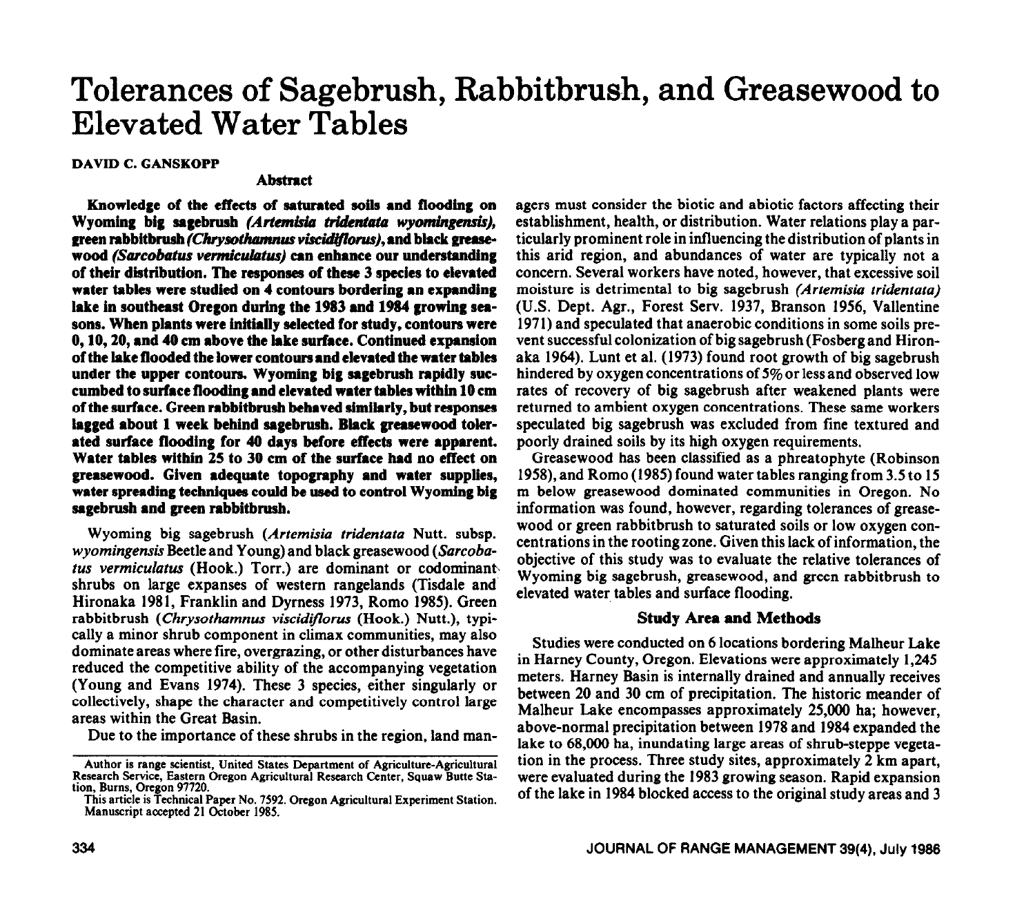# Tolerances of Sagebrush, Rabbitbrush, and Greasewood to Elevated Water Tables

**DAVID C. GANSKOPP**

## Abstract

**Knowledge of the effects of saturated soils and flooding on Wyoming big sagebrush *(Artemisia tridentata wyomingensis)*, green rabbitbrush *(Chrysothamnus viscidiflorus)*, and black greasewood *(Sarcobatus vermiculatus)* can enhance our understanding of their distribution. The responses of these 3 species to elevated water tables were studied on 4 contours bordering an expanding lake in southeast Oregon during the 1983 and 1984 growing seasons. When plants were initially selected for study, contours were 0, 10, 20, and 40 cm above the lake surface. Continued expansion of the lake flooded the lower contours and elevated the water tables under the upper contours. Wyoming big sagebrush rapidly succumbed to surface flooding and elevated water tables within 10 cm of the surface. Green rabbitbrush behaved similarly, but responses lagged about 1 week behind sagebrush. Black greasewood tolerated surface flooding for 40 days before effects were apparent. Water tables within 25 to 30 cm of the surface had no effect on greasewood. Given adequate topography and water supplies, water spreading techniques could be used to control Wyoming big sagebrush and green rabbitbrush.**

Wyoming big sagebrush (*Artemisia tridentata* Nutt. subsp. *wyomingensis* Beetle and Young) and black greasewood (*Sarcobatus vermiculatus* (Hook.) Torr.) are dominant or codominant shrubs on large expanses of western rangelands (Tisdale and Hironaka 1981, Franklin and Dyrness 1973, Romo 1985). Green rabbitbrush (*Chrysothamnus viscidiflorus* (Hook.) Nutt.), typically a minor shrub component in climax communities, may also dominate areas where fire, overgrazing, or other disturbances have reduced the competitive ability of the accompanying vegetation (Young and Evans 1974). These 3 species, either singularly or collectively, shape the character and competitively control large areas within the Great Basin.

Due to the importance of these shrubs in the region, land managers must consider the biotic and abiotic factors affecting their establishment, health, or distribution. Water relations play a particularly prominent role in influencing the distribution of plants in this arid region, and abundances of water are typically not a concern. Several workers have noted, however, that excessive soil moisture is detrimental to big sagebrush (*Artemisia tridentata*) (U.S. Dept. Agr., Forest Serv. 1937, Branson 1956, Vallentine 1971) and speculated that anaerobic conditions in some soils prevent successful colonization of big sagebrush (Fosberg and Hironaka 1964). Lunt et al. (1973) found root growth of big sagebrush hindered by oxygen concentrations of 5% or less and observed low rates of recovery of big sagebrush after weakened plants were returned to ambient oxygen concentrations. These same workers speculated big sagebrush was excluded from fine textured and poorly drained soils by its high oxygen requirements.

Greasewood has been classified as a phreatophyte (Robinson 1958), and Romo (1985) found water tables ranging from 3.5 to 15 m below greasewood dominated communities in Oregon. No information was found, however, regarding tolerances of greasewood or green rabbitbrush to saturated soils or low oxygen concentrations in the rooting zone. Given this lack of information, the objective of this study was to evaluate the relative tolerances of Wyoming big sagebrush, greasewood, and green rabbitbrush to elevated water tables and surface flooding.

## Study Area and Methods

Studies were conducted on 6 locations bordering Malheur Lake in Harney County, Oregon. Elevations were approximately 1,245 meters. Harney Basin is internally drained and annually receives between 20 and 30 cm of precipitation. The historic meander of Malheur Lake encompasses approximately 25,000 ha; however, above-normal precipitation between 1978 and 1984 expanded the lake to 68,000 ha, inundating large areas of shrub-steppe vegetation in the process. Three study sites, approximately 2 km apart, were evaluated during the 1983 growing season. Rapid expansion of the lake in 1984 blocked access to the original study areas and 3

---

Author is range scientist, United States Department of Agriculture-Agricultural Research Service, Eastern Oregon Agricultural Research Center, Squaw Butte Station, Burns, Oregon 97720.

This article is Technical Paper No. 7592. Oregon Agricultural Experiment Station. Manuscript accepted 21 October 1985.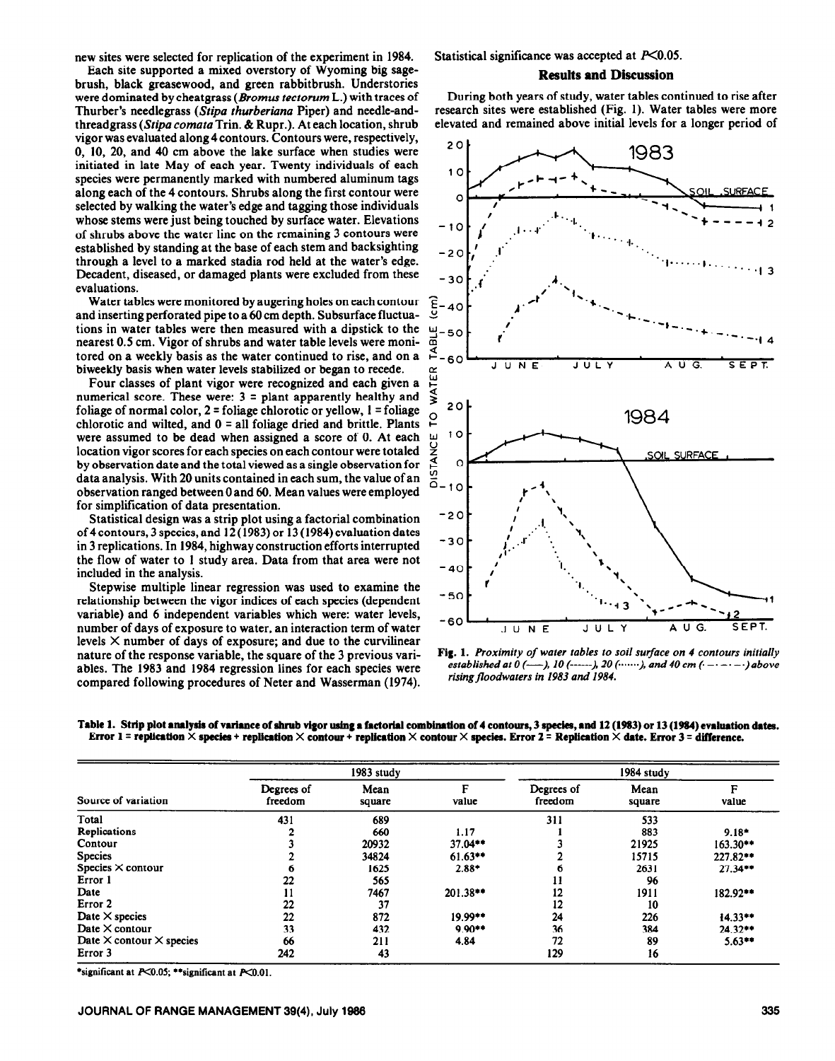new sites were selected for replication of the experiment in 1984.

Each site supported a mixed overstory of Wyoming big sagebrush, black greasewood, and green rabbitbrush. Understories were dominated by cheatgrass (*Bromus tectorum* L.) with traces of Thurber's needlegrass (*Stipa thurberiana* Piper) and needle-and-threadgrass (*Stipa comata* Trin. & Rupr.). At each location, shrub vigor was evaluated along 4 contours. Contours were, respectively, 0, 10, 20, and 40 cm above the lake surface when studies were initiated in late May of each year. Twenty individuals of each species were permanently marked with numbered aluminum tags along each of the 4 contours. Shrubs along the first contour were selected by walking the water's edge and tagging those individuals whose stems were just being touched by surface water. Elevations of shrubs above the water line on the remaining 3 contours were established by standing at the base of each stem and backsighting through a level to a marked stadia rod held at the water's edge. Decadent, diseased, or damaged plants were excluded from these evaluations.

Water tables were monitored by augering holes on each contour and inserting perforated pipe to a 60 cm depth. Subsurface fluctuations in water tables were then measured with a dipstick to the nearest 0.5 cm. Vigor of shrubs and water table levels were monitored on a weekly basis as the water continued to rise, and on a biweekly basis when water levels stabilized or began to recede.

Four classes of plant vigor were recognized and each given a numerical score. These were: 3 = plant apparently healthy and foliage of normal color, 2 = foliage chlorotic or yellow, 1 = foliage chlorotic and wilted, and 0 = all foliage dried and brittle. Plants were assumed to be dead when assigned a score of 0. At each location vigor scores for each species on each contour were totaled by observation date and the total viewed as a single observation for data analysis. With 20 units contained in each sum, the value of an observation ranged between 0 and 60. Mean values were employed for simplification of data presentation.

Statistical design was a strip plot using a factorial combination of 4 contours, 3 species, and 12 (1983) or 13 (1984) evaluation dates in 3 replications. In 1984, highway construction efforts interrupted the flow of water to 1 study area. Data from that area were not included in the analysis.

Stepwise multiple linear regression was used to examine the relationship between the vigor indices of each species (dependent variable) and 6 independent variables which were: water levels, number of days of exposure to water, an interaction term of water levels × number of days of exposure; and due to the curvilinear nature of the response variable, the square of the 3 previous variables. The 1983 and 1984 regression lines for each species were compared following procedures of Neter and Wasserman (1974).

Statistical significance was accepted at $P<0.05$.

## Results and Discussion

During both years of study, water tables continued to rise after research sites were established (Fig. 1). Water tables were more elevated and remained above initial levels for a longer period of

**Fig. 1.** *Proximity of water tables to soil surface on 4 contours initially established at 0 (——), 10 (------), 20 (·······), and 40 cm (·—·—·—) above rising floodwaters in 1983 and 1984.*

**Table 1. Strip plot analysis of variance of shrub vigor using a factorial combination of 4 contours, 3 species, and 12 (1983) or 13 (1984) evaluation dates. Error 1 = replication × species + replication × contour + replication × contour × species. Error 2 = Replication × date. Error 3 = difference.**

| Source of variation | 1983 study | | | 1984 study | | |
|---|---|---|---|---|---|---|
| | Degrees of freedom | Mean square | F value | Degrees of freedom | Mean square | F value |
| Total | 431 | 689 | | 311 | 533 | |
| Replications | 2 | 660 | 1.17 | 1 | 883 | 9.18* |
| Contour | 3 | 20932 | 37.04** | 3 | 21925 | 163.30** |
| Species | 2 | 34824 | 61.63** | 2 | 15715 | 227.82** |
| Species × contour | 6 | 1625 | 2.88* | 6 | 2631 | 27.34** |
| Error 1 | 22 | 565 | | 11 | 96 | |
| Date | 11 | 7467 | 201.38** | 12 | 1911 | 182.92** |
| Error 2 | 22 | 37 | | 12 | 10 | |
| Date × species | 22 | 872 | 19.99** | 24 | 226 | 14.33** |
| Date × contour | 33 | 432 | 9.90** | 36 | 384 | 24.32** |
| Date × contour × species | 66 | 211 | 4.84 | 72 | 89 | 5.63** |
| Error 3 | 242 | 43 | | 129 | 16 | |

*significant at $P<0.05$; **significant at $P<0.01$.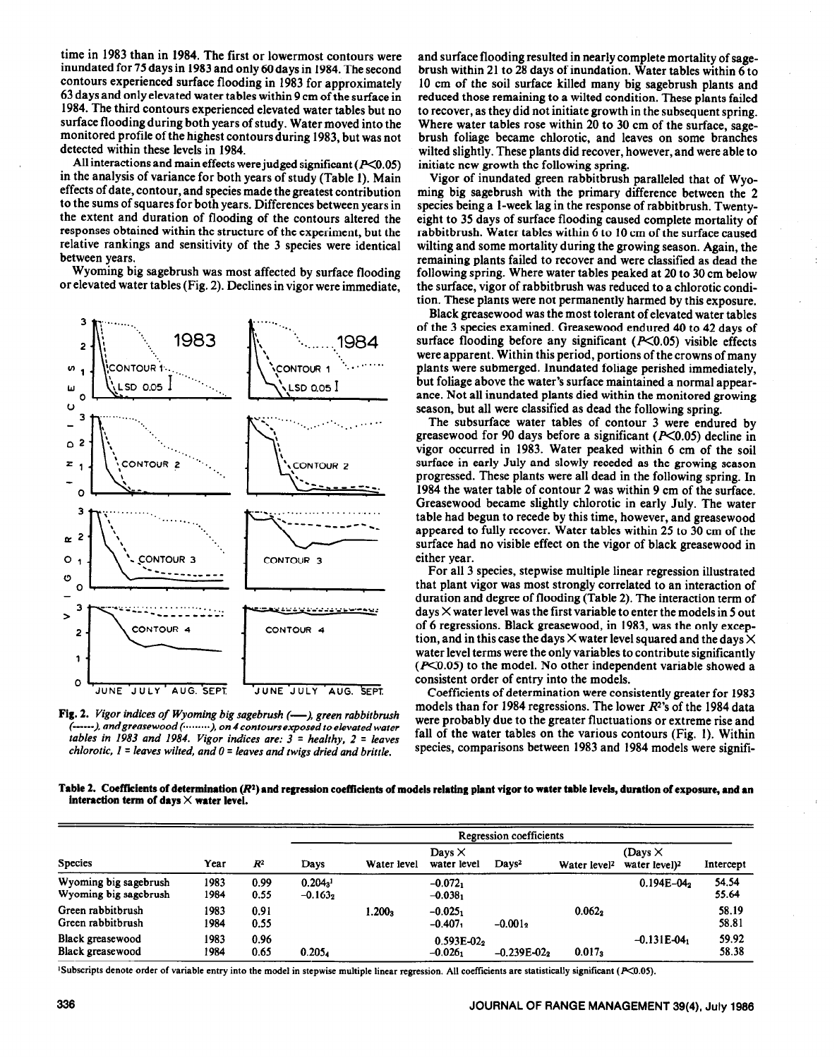time in 1983 than in 1984. The first or lowermost contours were inundated for 75 days in 1983 and only 60 days in 1984. The second contours experienced surface flooding in 1983 for approximately 63 days and only elevated water tables within 9 cm of the surface in 1984. The third contours experienced elevated water tables but no surface flooding during both years of study. Water moved into the monitored profile of the highest contours during 1983, but was not detected within these levels in 1984.

All interactions and main effects were judged significant ($P<0.05$) in the analysis of variance for both years of study (Table 1). Main effects of date, contour, and species made the greatest contribution to the sums of squares for both years. Differences between years in the extent and duration of flooding of the contours altered the responses obtained within the structure of the experiment, but the relative rankings and sensitivity of the 3 species were identical between years.

Wyoming big sagebrush was most affected by surface flooding or elevated water tables (Fig. 2). Declines in vigor were immediate, and surface flooding resulted in nearly complete mortality of sagebrush within 21 to 28 days of inundation. Water tables within 6 to 10 cm of the soil surface killed many big sagebrush plants and reduced those remaining to a wilted condition. These plants failed to recover, as they did not initiate growth in the subsequent spring. Where water tables rose within 20 to 30 cm of the surface, sagebrush foliage became chlorotic, and leaves on some branches wilted slightly. These plants did recover, however, and were able to initiate new growth the following spring.

**Fig. 2.** *Vigor indices of Wyoming big sagebrush (——), green rabbitbrush (------), and greasewood (·········), on 4 contours exposed to elevated water tables in 1983 and 1984. Vigor indices are: 3 = healthy, 2 = leaves chlorotic, 1 = leaves wilted, and 0 = leaves and twigs dried and brittle.*

Vigor of inundated green rabbitbrush paralleled that of Wyoming big sagebrush with the primary difference between the 2 species being a 1-week lag in the response of rabbitbrush. Twenty-eight to 35 days of surface flooding caused complete mortality of rabbitbrush. Water tables within 6 to 10 cm of the surface caused wilting and some mortality during the growing season. Again, the remaining plants failed to recover and were classified as dead the following spring. Where water tables peaked at 20 to 30 cm below the surface, vigor of rabbitbrush was reduced to a chlorotic condition. These plants were not permanently harmed by this exposure.

Black greasewood was the most tolerant of elevated water tables of the 3 species examined. Greasewood endured 40 to 42 days of surface flooding before any significant ($P<0.05$) visible effects were apparent. Within this period, portions of the crowns of many plants were submerged. Inundated foliage perished immediately, but foliage above the water's surface maintained a normal appearance. Not all inundated plants died within the monitored growing season, but all were classified as dead the following spring.

The subsurface water tables of contour 3 were endured by greasewood for 90 days before a significant ($P<0.05$) decline in vigor occurred in 1983. Water peaked within 6 cm of the soil surface in early July and slowly receded as the growing season progressed. These plants were all dead in the following spring. In 1984 the water table of contour 2 was within 9 cm of the surface. Greasewood became slightly chlorotic in early July. The water table had begun to recede by this time, however, and greasewood appeared to fully recover. Water tables within 25 to 30 cm of the surface had no visible effect on the vigor of black greasewood in either year.

For all 3 species, stepwise multiple linear regression illustrated that plant vigor was most strongly correlated to an interaction of duration and degree of flooding (Table 2). The interaction term of days × water level was the first variable to enter the models in 5 out of 6 regressions. Black greasewood, in 1983, was the only exception, and in this case the days × water level squared and the days × water level terms were the only variables to contribute significantly ($P<0.05$) to the model. No other independent variable showed a consistent order of entry into the models.

Coefficients of determination were consistently greater for 1983 models than for 1984 regressions. The lower $R^2$'s of the 1984 data were probably due to the greater fluctuations or extreme rise and fall of the water tables on the various contours (Fig. 1). Within species, comparisons between 1983 and 1984 models were signifi-

**Table 2. Coefficients of determination ($R^2$) and regression coefficients of models relating plant vigor to water table levels, duration of exposure, and an interaction term of days × water level.**

| | | | Regression coefficients | | | | | | |
|---|---|---|---|---|---|---|---|---|---|
| Species | Year | $R^2$ | Days | Water level | Days × water level | Days$^2$ | Water level$^2$ | (Days × water level)$^2$ | Intercept |
| Wyoming big sagebrush | 1983 | 0.99 | $0.204_3$[1] | | $-0.072_1$ | | | $0.194E{-}04_2$ | 54.54 |
| Wyoming big sagebrush | 1984 | 0.55 | $-0.163_2$ | | $-0.038_1$ | | | | 55.64 |
| Green rabbitbrush | 1983 | 0.91 | | $1.200_3$ | $-0.025_1$ | | $0.062_2$ | | 58.19 |
| Green rabbitbrush | 1984 | 0.55 | | | $-0.407_1$ | $-0.001_2$ | | | 58.81 |
| Black greasewood | 1983 | 0.96 | | | $0.593E{-}02_2$ | | | $-0.131E{-}04_1$ | 59.92 |
| Black greasewood | 1984 | 0.65 | $0.205_4$ | | $-0.026_1$ | $-0.239E{-}02_2$ | $0.017_3$ | | 58.38 |

[1]Subscripts denote order of variable entry into the model in stepwise multiple linear regression. All coefficients are statistically significant ($P<0.05$).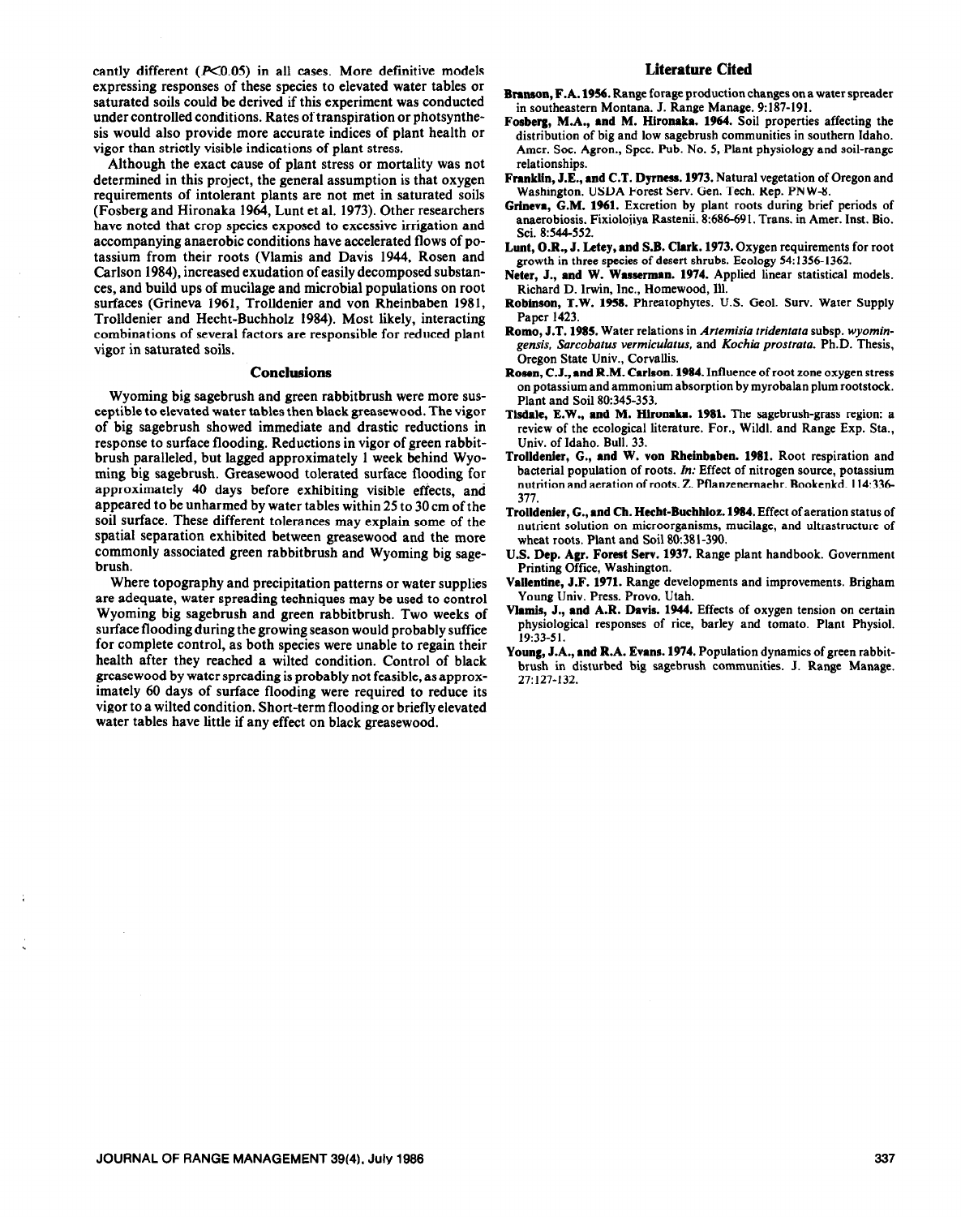cantly different ($P<0.05$) in all cases. More definitive models expressing responses of these species to elevated water tables or saturated soils could be derived if this experiment was conducted under controlled conditions. Rates of transpiration or photsynthesis would also provide more accurate indices of plant health or vigor than strictly visible indications of plant stress.

Although the exact cause of plant stress or mortality was not determined in this project, the general assumption is that oxygen requirements of intolerant plants are not met in saturated soils (Fosberg and Hironaka 1964, Lunt et al. 1973). Other researchers have noted that crop species exposed to excessive irrigation and accompanying anaerobic conditions have accelerated flows of potassium from their roots (Vlamis and Davis 1944, Rosen and Carlson 1984), increased exudation of easily decomposed substances, and build ups of mucilage and microbial populations on root surfaces (Grineva 1961, Trolldenier and von Rheinbaben 1981, Trolldenier and Hecht-Buchholz 1984). Most likely, interacting combinations of several factors are responsible for reduced plant vigor in saturated soils.

## Conclusions

Wyoming big sagebrush and green rabbitbrush were more susceptible to elevated water tables then black greasewood. The vigor of big sagebrush showed immediate and drastic reductions in response to surface flooding. Reductions in vigor of green rabbitbrush paralleled, but lagged approximately 1 week behind Wyoming big sagebrush. Greasewood tolerated surface flooding for approximately 40 days before exhibiting visible effects, and appeared to be unharmed by water tables within 25 to 30 cm of the soil surface. These different tolerances may explain some of the spatial separation exhibited between greasewood and the more commonly associated green rabbitbrush and Wyoming big sagebrush.

Where topography and precipitation patterns or water supplies are adequate, water spreading techniques may be used to control Wyoming big sagebrush and green rabbitbrush. Two weeks of surface flooding during the growing season would probably suffice for complete control, as both species were unable to regain their health after they reached a wilted condition. Control of black greasewood by water spreading is probably not feasible, as approximately 60 days of surface flooding were required to reduce its vigor to a wilted condition. Short-term flooding or briefly elevated water tables have little if any effect on black greasewood.

## Literature Cited

**Branson, F.A. 1956.** Range forage production changes on a water spreader in southeastern Montana. J. Range Manage. 9:187-191.

**Fosberg, M.A., and M. Hironaka. 1964.** Soil properties affecting the distribution of big and low sagebrush communities in southern Idaho. Amer. Soc. Agron., Spec. Pub. No. 5, Plant physiology and soil-range relationships.

**Franklin, J.E., and C.T. Dyrness. 1973.** Natural vegetation of Oregon and Washington. USDA Forest Serv. Gen. Tech. Rep. PNW-8.

**Grineva, G.M. 1961.** Excretion by plant roots during brief periods of anaerobiosis. Fixiolojiya Rastenii. 8:686-691. Trans. in Amer. Inst. Bio. Sci. 8:544-552.

**Lunt, O.R., J. Letey, and S.B. Clark. 1973.** Oxygen requirements for root growth in three species of desert shrubs. Ecology 54:1356-1362.

**Neter, J., and W. Wasserman. 1974.** Applied linear statistical models. Richard D. Irwin, Inc., Homewood, Ill.

**Robinson, T.W. 1958.** Phreatophytes. U.S. Geol. Surv. Water Supply Paper 1423.

**Romo, J.T. 1985.** Water relations in *Artemisia tridentata* subsp. *wyomingensis, Sarcobatus vermiculatus,* and *Kochia prostrata.* Ph.D. Thesis, Oregon State Univ., Corvallis.

**Rosen, C.J., and R.M. Carlson. 1984.** Influence of root zone oxygen stress on potassium and ammonium absorption by myrobalan plum rootstock. Plant and Soil 80:345-353.

**Tisdale, E.W., and M. Hironaka. 1981.** The sagebrush-grass region: a review of the ecological literature. For., Wildl. and Range Exp. Sta., Univ. of Idaho. Bull. 33.

**Trolldenier, G., and W. von Rheinbaben. 1981.** Root respiration and bacterial population of roots. *In:* Effect of nitrogen source, potassium nutrition and aeration of roots. Z. Pflanzenernaehr. Bookenkd. 114:336-377.

**Trolldenier, G., and Ch. Hecht-Buchhloz. 1984.** Effect of aeration status of nutrient solution on microorganisms, mucilage, and ultrastructure of wheat roots. Plant and Soil 80:381-390.

**U.S. Dep. Agr. Forest Serv. 1937.** Range plant handbook. Government Printing Office, Washington.

**Vallentine, J.F. 1971.** Range developments and improvements. Brigham Young Univ. Press. Provo, Utah.

**Vlamis, J., and A.R. Davis. 1944.** Effects of oxygen tension on certain physiological responses of rice, barley and tomato. Plant Physiol. 19:33-51.

**Young, J.A., and R.A. Evans. 1974.** Population dynamics of green rabbitbrush in disturbed big sagebrush communities. J. Range Manage. 27:127-132.